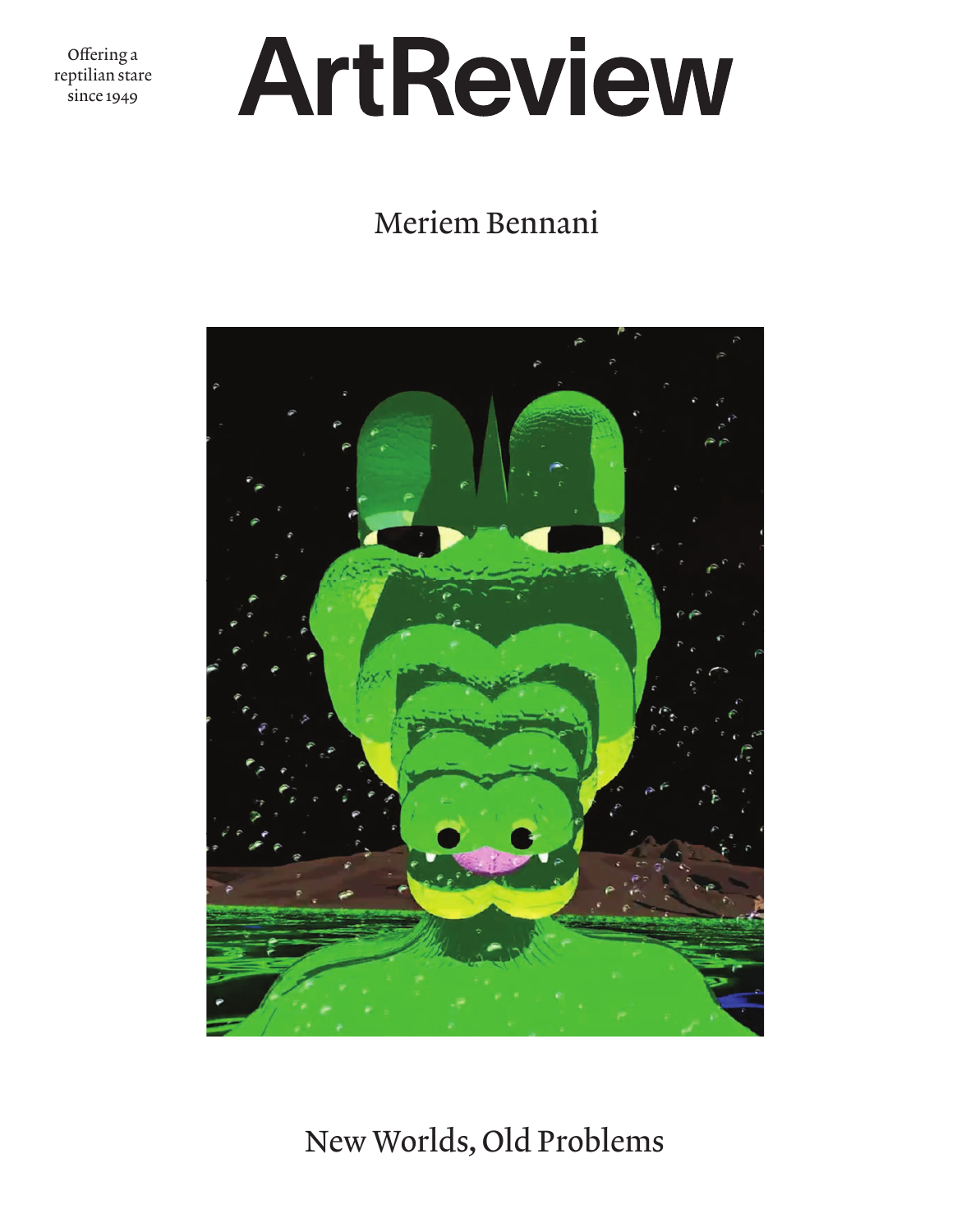Offering a reptilian stare since 1949

# ArtReview

## Meriem Bennani

New Worlds, Old Problems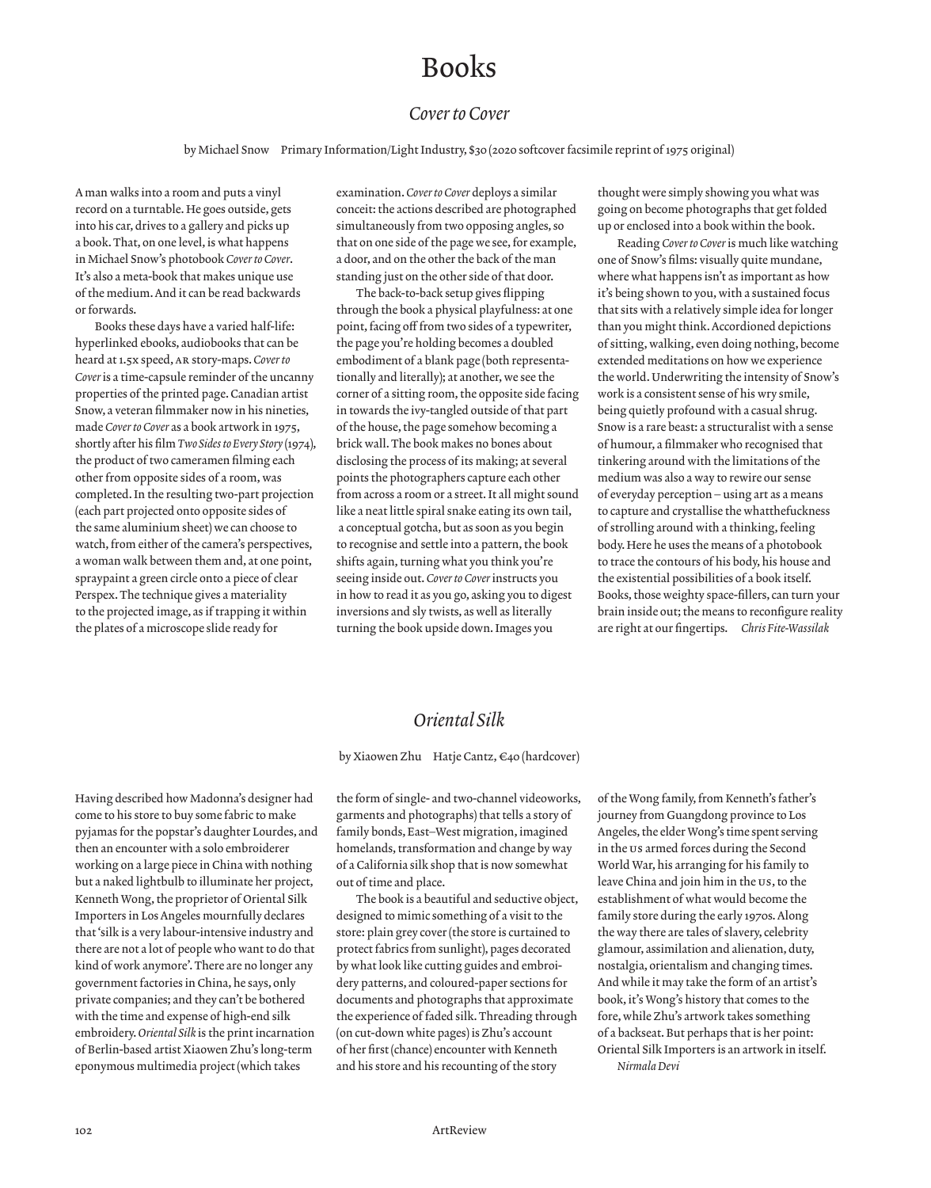# Books

## *Cover to Cover*

by Michael Snow  Primary Information/Light Industry, $30 (2020 softcover facsimile reprint of 1975 original)

A man walks into a room and puts a vinyl record on a turntable. He goes outside, gets into his car, drives to a gallery and picks up a book. That, on one level, is what happens in Michael Snow's photobook *Cover to Cover*. It's also a meta-book that makes unique use of the medium. And it can be read backwards or forwards.

Books these days have a varied half-life: hyperlinked ebooks, audiobooks that can be heard at 1.5x speed, AR story-maps. *Cover to Cover* is a time-capsule reminder of the uncanny properties of the printed page. Canadian artist Snow, a veteran filmmaker now in his nineties, made *Cover to Cover* as a book artwork in 1975, shortly after his film *Two Sides to Every Story* (1974), the product of two cameramen filming each other from opposite sides of a room, was completed. In the resulting two-part projection (each part projected onto opposite sides of the same aluminium sheet) we can choose to watch, from either of the camera's perspectives, a woman walk between them and, at one point, spraypaint a green circle onto a piece of clear Perspex. The technique gives a materiality to the projected image, as if trapping it within the plates of a microscope slide ready for examination. *Cover to Cover* deploys a similar conceit: the actions described are photographed simultaneously from two opposing angles, so that on one side of the page we see, for example, a door, and on the other the back of the man standing just on the other side of that door.

The back-to-back setup gives flipping through the book a physical playfulness: at one point, facing off from two sides of a typewriter, the page you're holding becomes a doubled embodiment of a blank page (both representationally and literally); at another, we see the corner of a sitting room, the opposite side facing in towards the ivy-tangled outside of that part of the house, the page somehow becoming a brick wall. The book makes no bones about disclosing the process of its making; at several points the photographers capture each other from across a room or a street. It all might sound like a neat little spiral snake eating its own tail, a conceptual gotcha, but as soon as you begin to recognise and settle into a pattern, the book shifts again, turning what you think you're seeing inside out. *Cover to Cover* instructs you in how to read it as you go, asking you to digest inversions and sly twists, as well as literally turning the book upside down. Images you thought were simply showing you what was going on become photographs that get folded up or enclosed into a book within the book.

Reading *Cover to Cover* is much like watching one of Snow's films: visually quite mundane, where what happens isn't as important as how it's being shown to you, with a sustained focus that sits with a relatively simple idea for longer than you might think. Accordioned depictions of sitting, walking, even doing nothing, become extended meditations on how we experience the world. Underwriting the intensity of Snow's work is a consistent sense of his wry smile, being quietly profound with a casual shrug. Snow is a rare beast: a structuralist with a sense of humour, a filmmaker who recognised that tinkering around with the limitations of the medium was also a way to rewire our sense of everyday perception – using art as a means to capture and crystallise the whatthefuckness of strolling around with a thinking, feeling body. Here he uses the means of a photobook to trace the contours of his body, his house and the existential possibilities of a book itself. Books, those weighty space-fillers, can turn your brain inside out; the means to reconfigure reality are right at our fingertips. *Chris Fite-Wassilak*

## *Oriental Silk*

by Xiaowen Zhu  Hatje Cantz, €40 (hardcover)

Having described how Madonna's designer had come to his store to buy some fabric to make pyjamas for the popstar's daughter Lourdes, and then an encounter with a solo embroiderer working on a large piece in China with nothing but a naked lightbulb to illuminate her project, Kenneth Wong, the proprietor of Oriental Silk Importers in Los Angeles mournfully declares that 'silk is a very labour-intensive industry and there are not a lot of people who want to do that kind of work anymore'. There are no longer any government factories in China, he says, only private companies; and they can't be bothered with the time and expense of high-end silk embroidery. *Oriental Silk* is the print incarnation of Berlin-based artist Xiaowen Zhu's long-term eponymous multimedia project (which takes the form of single- and two-channel videoworks, garments and photographs) that tells a story of family bonds, East–West migration, imagined homelands, transformation and change by way of a California silk shop that is now somewhat out of time and place.

The book is a beautiful and seductive object, designed to mimic something of a visit to the store: plain grey cover (the store is curtained to protect fabrics from sunlight), pages decorated by what look like cutting guides and embroidery patterns, and coloured-paper sections for documents and photographs that approximate the experience of faded silk. Threading through (on cut-down white pages) is Zhu's account of her first (chance) encounter with Kenneth and his store and his recounting of the story of the Wong family, from Kenneth's father's journey from Guangdong province to Los Angeles, the elder Wong's time spent serving in the US armed forces during the Second World War, his arranging for his family to leave China and join him in the US, to the establishment of what would become the family store during the early 1970s. Along the way there are tales of slavery, celebrity glamour, assimilation and alienation, duty, nostalgia, orientalism and changing times. And while it may take the form of an artist's book, it's Wong's history that comes to the fore, while Zhu's artwork takes something of a backseat. But perhaps that is her point: Oriental Silk Importers is an artwork in itself. *Nirmala Devi*